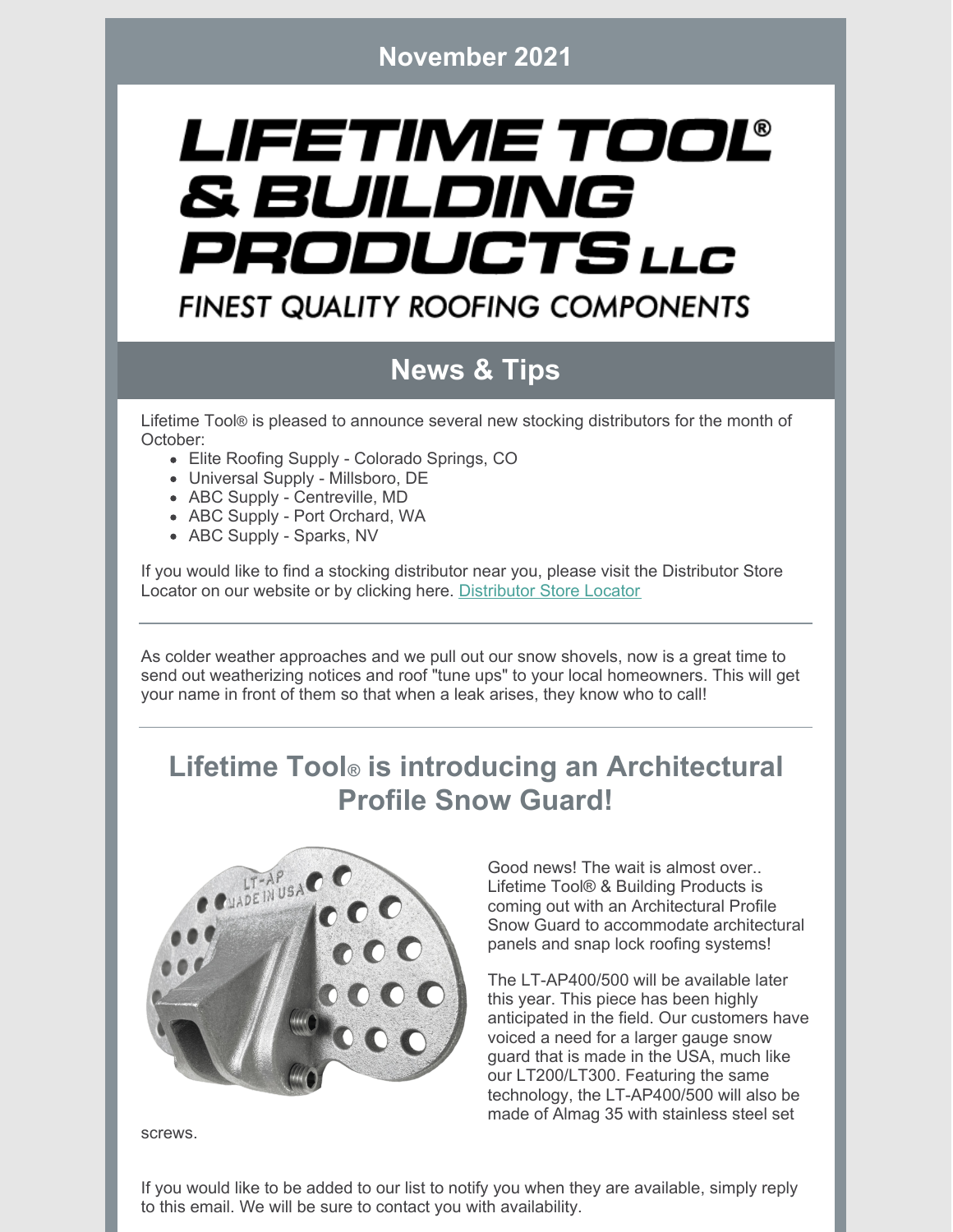November 2021

# LIFETIME TOOL® & BUILDING PRODUCTS LLC

FINEST QUALITY ROOFING COMPONENTS

## News & Tips

Lifetime Tool® is pleased to announce several new stocking distributors for the month of October:

- Elite Roofing Supply - Colorado Springs, CO
- Universal Supply - Millsboro, DE
- ABC Supply - Centreville, MD
- ABC Supply - Port Orchard, WA
- ABC Supply - Sparks, NV

If you would like to find a stocking distributor near you, please visit the Distributor Store Locator on our website or by clicking here. Distributor Store Locator

---

As colder weather approaches and we pull out our snow shovels, now is a great time to send out weatherizing notices and roof "tune ups" to your local homeowners. This will get your name in front of them so that when a leak arises, they know who to call!

---

## Lifetime Tool® is introducing an Architectural Profile Snow Guard!

Good news! The wait is almost over.. Lifetime Tool® & Building Products is coming out with an Architectural Profile Snow Guard to accommodate architectural panels and snap lock roofing systems!

The LT-AP400/500 will be available later this year. This piece has been highly anticipated in the field. Our customers have voiced a need for a larger gauge snow guard that is made in the USA, much like our LT200/LT300. Featuring the same technology, the LT-AP400/500 will also be made of Almag 35 with stainless steel set screws.

If you would like to be added to our list to notify you when they are available, simply reply to this email. We will be sure to contact you with availability.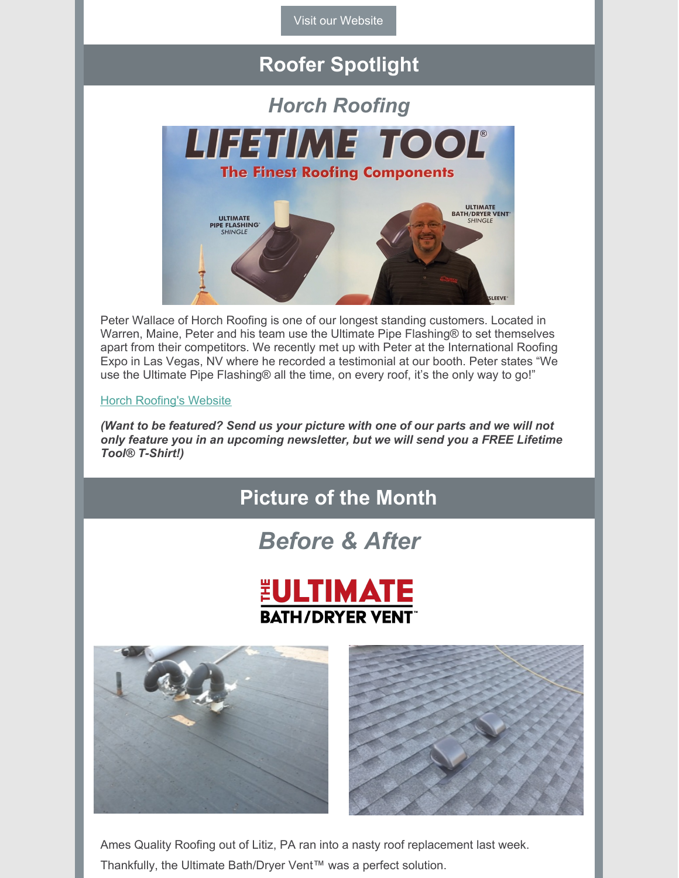Visit our Website

## Roofer Spotlight

### *Horch Roofing*

Peter Wallace of Horch Roofing is one of our longest standing customers. Located in Warren, Maine, Peter and his team use the Ultimate Pipe Flashing® to set themselves apart from their competitors. We recently met up with Peter at the International Roofing Expo in Las Vegas, NV where he recorded a testimonial at our booth. Peter states "We use the Ultimate Pipe Flashing® all the time, on every roof, it's the only way to go!"

Horch Roofing's Website

***(Want to be featured? Send us your picture with one of our parts and we will not only feature you in an upcoming newsletter, but we will send you a FREE Lifetime Tool® T-Shirt!)***

## Picture of the Month

### *Before & After*

Ames Quality Roofing out of Litiz, PA ran into a nasty roof replacement last week. Thankfully, the Ultimate Bath/Dryer Vent™ was a perfect solution.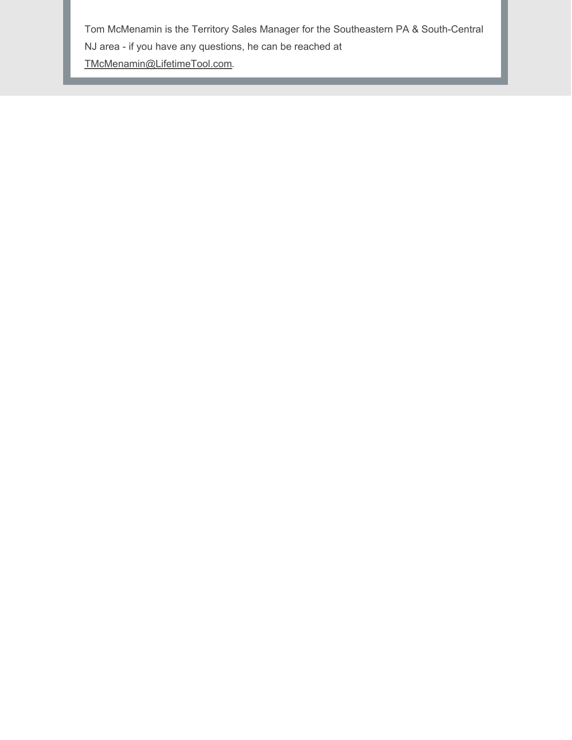Tom McMenamin is the Territory Sales Manager for the Southeastern PA & South-Central NJ area - if you have any questions, he can be reached at TMcMenamin@LifetimeTool.com.